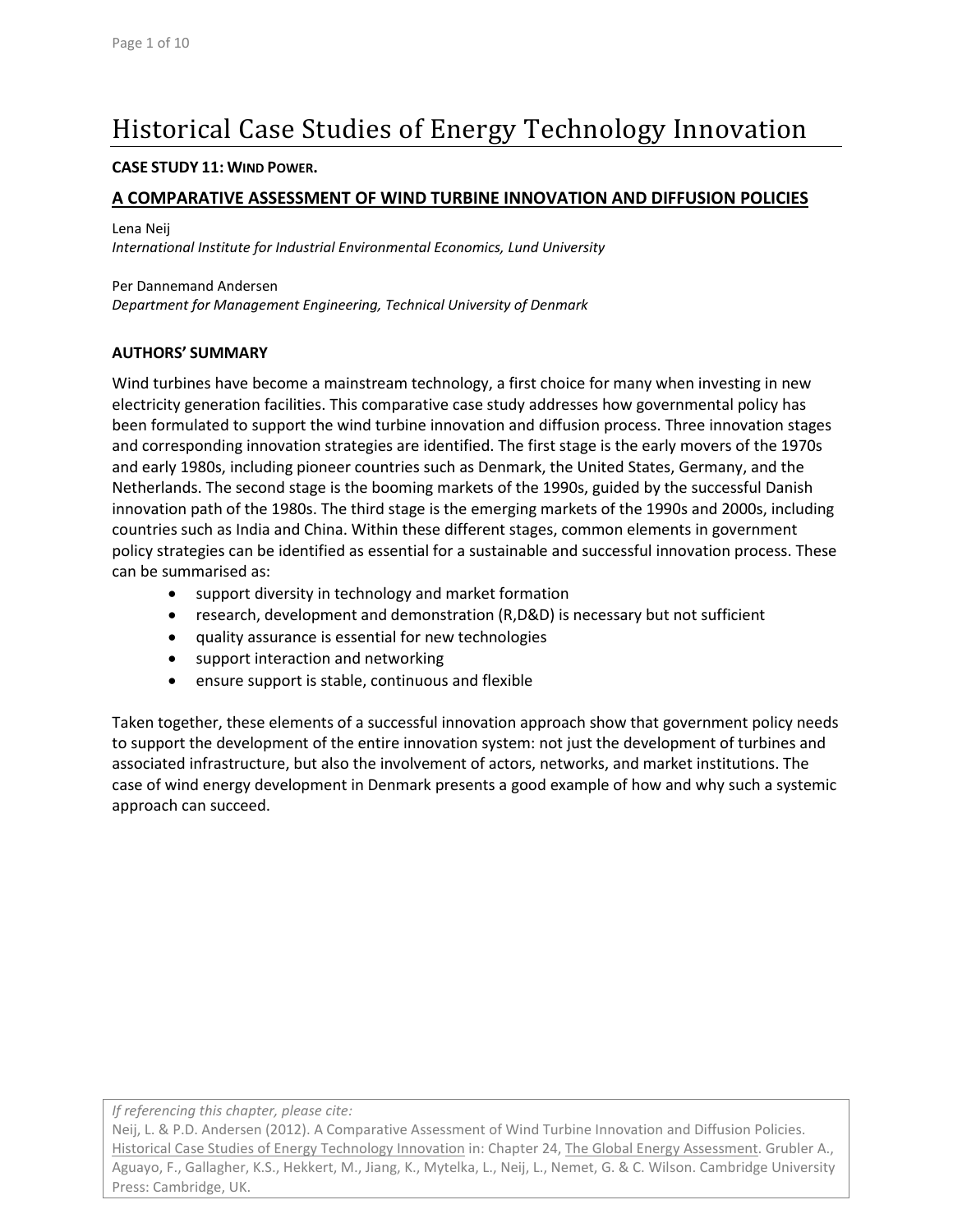# Historical Case Studies of Energy Technology Innovation

**CASE STUDY 11: WIND POWER.**

## A COMPARATIVE ASSESSMENT OF WIND TURBINE INNOVATION AND DIFFUSION POLICIES

Lena Neij
*International Institute for Industrial Environmental Economics, Lund University*

Per Dannemand Andersen
*Department for Management Engineering, Technical University of Denmark*

### AUTHORS' SUMMARY

Wind turbines have become a mainstream technology, a first choice for many when investing in new electricity generation facilities. This comparative case study addresses how governmental policy has been formulated to support the wind turbine innovation and diffusion process. Three innovation stages and corresponding innovation strategies are identified. The first stage is the early movers of the 1970s and early 1980s, including pioneer countries such as Denmark, the United States, Germany, and the Netherlands. The second stage is the booming markets of the 1990s, guided by the successful Danish innovation path of the 1980s. The third stage is the emerging markets of the 1990s and 2000s, including countries such as India and China. Within these different stages, common elements in government policy strategies can be identified as essential for a sustainable and successful innovation process. These can be summarised as:

- support diversity in technology and market formation
- research, development and demonstration (R,D&D) is necessary but not sufficient
- quality assurance is essential for new technologies
- support interaction and networking
- ensure support is stable, continuous and flexible

Taken together, these elements of a successful innovation approach show that government policy needs to support the development of the entire innovation system: not just the development of turbines and associated infrastructure, but also the involvement of actors, networks, and market institutions. The case of wind energy development in Denmark presents a good example of how and why such a systemic approach can succeed.

*If referencing this chapter, please cite:*
Neij, L. & P.D. Andersen (2012). A Comparative Assessment of Wind Turbine Innovation and Diffusion Policies. Historical Case Studies of Energy Technology Innovation in: Chapter 24, The Global Energy Assessment. Grubler A., Aguayo, F., Gallagher, K.S., Hekkert, M., Jiang, K., Mytelka, L., Neij, L., Nemet, G. & C. Wilson. Cambridge University Press: Cambridge, UK.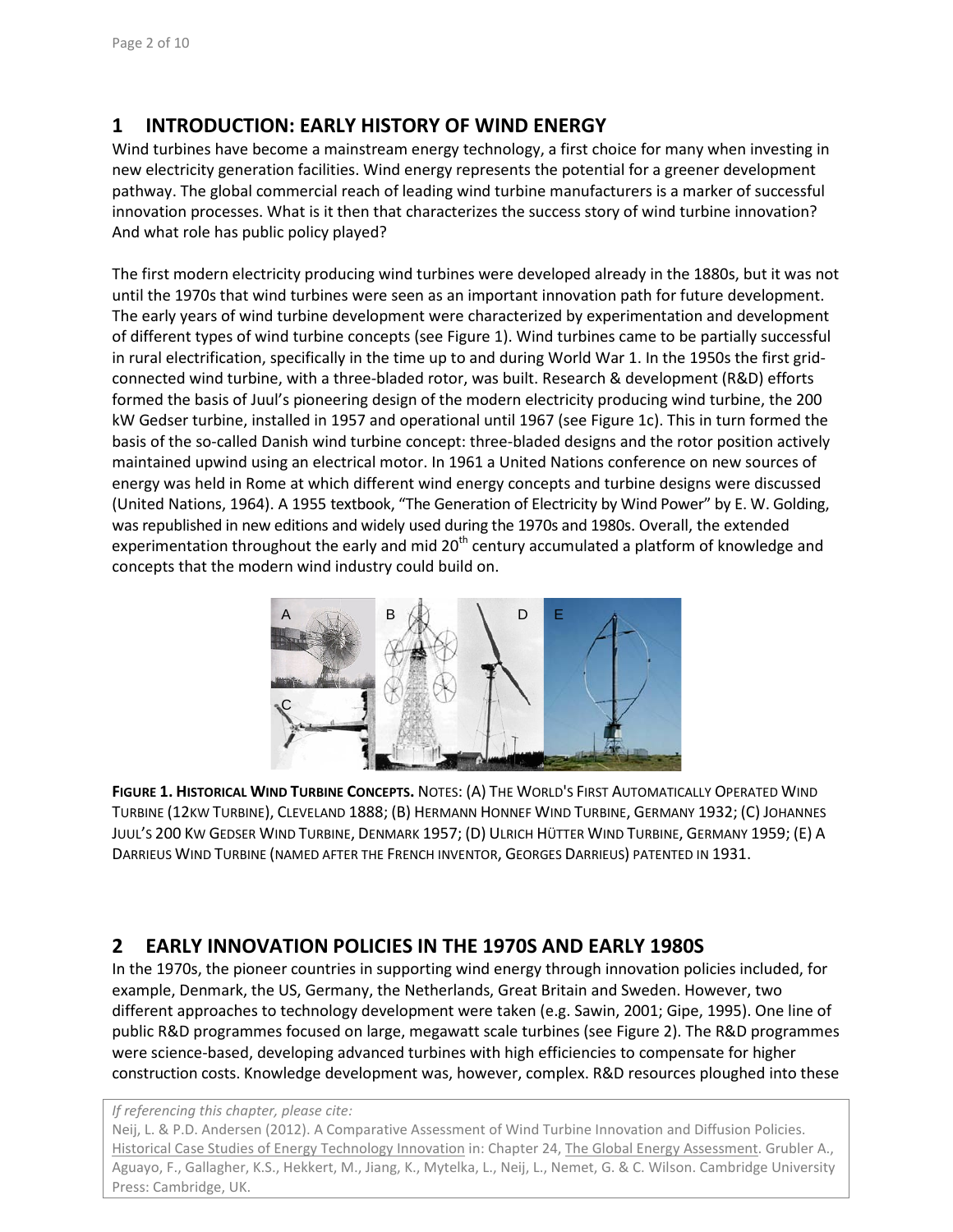## 1 INTRODUCTION: EARLY HISTORY OF WIND ENERGY

Wind turbines have become a mainstream energy technology, a first choice for many when investing in new electricity generation facilities. Wind energy represents the potential for a greener development pathway. The global commercial reach of leading wind turbine manufacturers is a marker of successful innovation processes. What is it then that characterizes the success story of wind turbine innovation? And what role has public policy played?

The first modern electricity producing wind turbines were developed already in the 1880s, but it was not until the 1970s that wind turbines were seen as an important innovation path for future development. The early years of wind turbine development were characterized by experimentation and development of different types of wind turbine concepts (see Figure 1). Wind turbines came to be partially successful in rural electrification, specifically in the time up to and during World War 1. In the 1950s the first grid-connected wind turbine, with a three-bladed rotor, was built. Research & development (R&D) efforts formed the basis of Juul's pioneering design of the modern electricity producing wind turbine, the 200 kW Gedser turbine, installed in 1957 and operational until 1967 (see Figure 1c). This in turn formed the basis of the so-called Danish wind turbine concept: three-bladed designs and the rotor position actively maintained upwind using an electrical motor. In 1961 a United Nations conference on new sources of energy was held in Rome at which different wind energy concepts and turbine designs were discussed (United Nations, 1964). A 1955 textbook, "The Generation of Electricity by Wind Power" by E. W. Golding, was republished in new editions and widely used during the 1970s and 1980s. Overall, the extended experimentation throughout the early and mid 20th century accumulated a platform of knowledge and concepts that the modern wind industry could build on.

**FIGURE 1. HISTORICAL WIND TURBINE CONCEPTS.** NOTES: (A) THE WORLD'S FIRST AUTOMATICALLY OPERATED WIND TURBINE (12KW TURBINE), CLEVELAND 1888; (B) HERMANN HONNEF WIND TURBINE, GERMANY 1932; (C) JOHANNES JUUL'S 200 KW GEDSER WIND TURBINE, DENMARK 1957; (D) ULRICH HÜTTER WIND TURBINE, GERMANY 1959; (E) A DARRIEUS WIND TURBINE (NAMED AFTER THE FRENCH INVENTOR, GEORGES DARRIEUS) PATENTED IN 1931.

## 2 EARLY INNOVATION POLICIES IN THE 1970S AND EARLY 1980S

In the 1970s, the pioneer countries in supporting wind energy through innovation policies included, for example, Denmark, the US, Germany, the Netherlands, Great Britain and Sweden. However, two different approaches to technology development were taken (e.g. Sawin, 2001; Gipe, 1995). One line of public R&D programmes focused on large, megawatt scale turbines (see Figure 2). The R&D programmes were science-based, developing advanced turbines with high efficiencies to compensate for higher construction costs. Knowledge development was, however, complex. R&D resources ploughed into these

*If referencing this chapter, please cite:*
Neij, L. & P.D. Andersen (2012). A Comparative Assessment of Wind Turbine Innovation and Diffusion Policies. Historical Case Studies of Energy Technology Innovation in: Chapter 24, The Global Energy Assessment. Grubler A., Aguayo, F., Gallagher, K.S., Hekkert, M., Jiang, K., Mytelka, L., Neij, L., Nemet, G. & C. Wilson. Cambridge University Press: Cambridge, UK.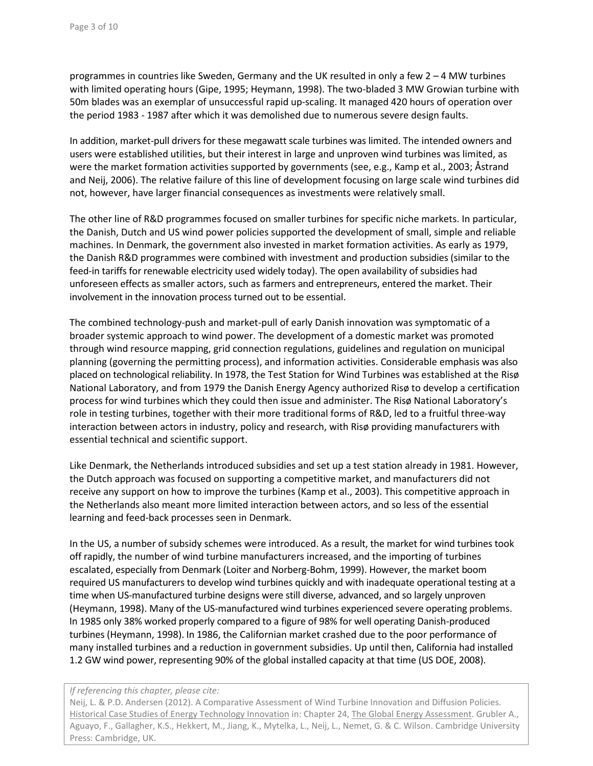programmes in countries like Sweden, Germany and the UK resulted in only a few 2 – 4 MW turbines with limited operating hours (Gipe, 1995; Heymann, 1998). The two-bladed 3 MW Growian turbine with 50m blades was an exemplar of unsuccessful rapid up-scaling. It managed 420 hours of operation over the period 1983 - 1987 after which it was demolished due to numerous severe design faults.

In addition, market-pull drivers for these megawatt scale turbines was limited. The intended owners and users were established utilities, but their interest in large and unproven wind turbines was limited, as were the market formation activities supported by governments (see, e.g., Kamp et al., 2003; Åstrand and Neij, 2006). The relative failure of this line of development focusing on large scale wind turbines did not, however, have larger financial consequences as investments were relatively small.

The other line of R&D programmes focused on smaller turbines for specific niche markets. In particular, the Danish, Dutch and US wind power policies supported the development of small, simple and reliable machines. In Denmark, the government also invested in market formation activities. As early as 1979, the Danish R&D programmes were combined with investment and production subsidies (similar to the feed-in tariffs for renewable electricity used widely today). The open availability of subsidies had unforeseen effects as smaller actors, such as farmers and entrepreneurs, entered the market. Their involvement in the innovation process turned out to be essential.

The combined technology-push and market-pull of early Danish innovation was symptomatic of a broader systemic approach to wind power. The development of a domestic market was promoted through wind resource mapping, grid connection regulations, guidelines and regulation on municipal planning (governing the permitting process), and information activities. Considerable emphasis was also placed on technological reliability. In 1978, the Test Station for Wind Turbines was established at the Risø National Laboratory, and from 1979 the Danish Energy Agency authorized Risø to develop a certification process for wind turbines which they could then issue and administer. The Risø National Laboratory's role in testing turbines, together with their more traditional forms of R&D, led to a fruitful three-way interaction between actors in industry, policy and research, with Risø providing manufacturers with essential technical and scientific support.

Like Denmark, the Netherlands introduced subsidies and set up a test station already in 1981. However, the Dutch approach was focused on supporting a competitive market, and manufacturers did not receive any support on how to improve the turbines (Kamp et al., 2003). This competitive approach in the Netherlands also meant more limited interaction between actors, and so less of the essential learning and feed-back processes seen in Denmark.

In the US, a number of subsidy schemes were introduced. As a result, the market for wind turbines took off rapidly, the number of wind turbine manufacturers increased, and the importing of turbines escalated, especially from Denmark (Loiter and Norberg-Bohm, 1999). However, the market boom required US manufacturers to develop wind turbines quickly and with inadequate operational testing at a time when US-manufactured turbine designs were still diverse, advanced, and so largely unproven (Heymann, 1998). Many of the US-manufactured wind turbines experienced severe operating problems. In 1985 only 38% worked properly compared to a figure of 98% for well operating Danish-produced turbines (Heymann, 1998). In 1986, the Californian market crashed due to the poor performance of many installed turbines and a reduction in government subsidies. Up until then, California had installed 1.2 GW wind power, representing 90% of the global installed capacity at that time (US DOE, 2008).

*If referencing this chapter, please cite:*
Neij, L. & P.D. Andersen (2012). A Comparative Assessment of Wind Turbine Innovation and Diffusion Policies. Historical Case Studies of Energy Technology Innovation in: Chapter 24, The Global Energy Assessment. Grubler A., Aguayo, F., Gallagher, K.S., Hekkert, M., Jiang, K., Mytelka, L., Neij, L., Nemet, G. & C. Wilson. Cambridge University Press: Cambridge, UK.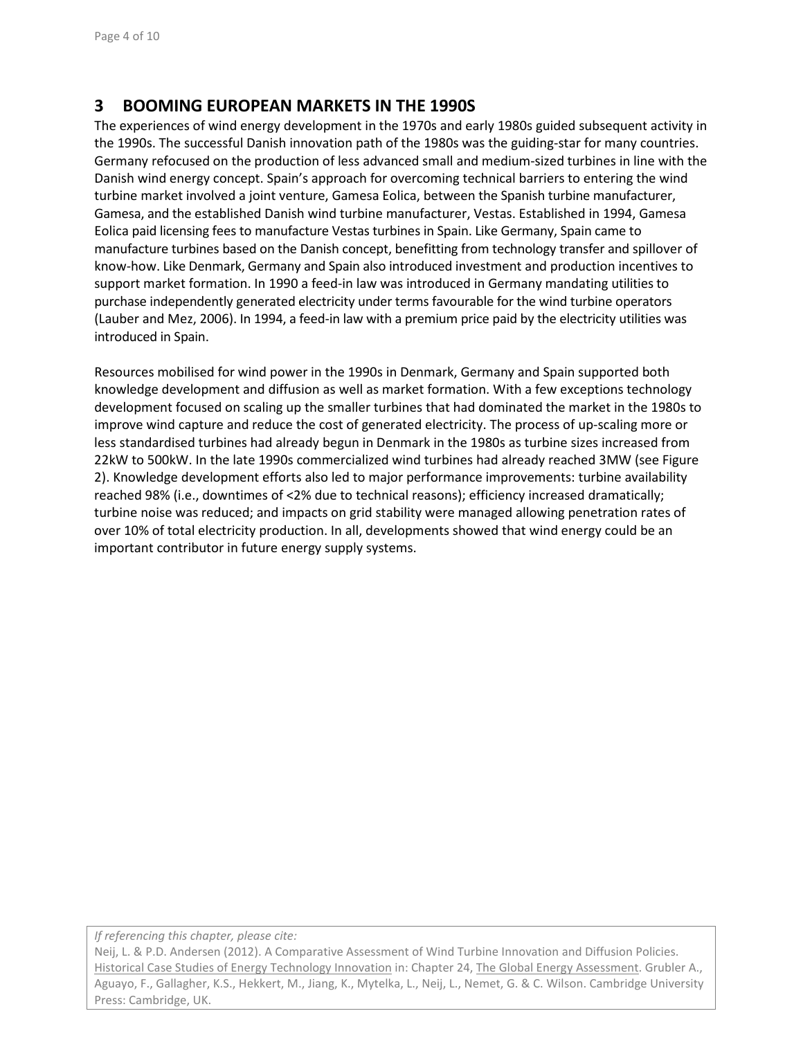## 3 BOOMING EUROPEAN MARKETS IN THE 1990S

The experiences of wind energy development in the 1970s and early 1980s guided subsequent activity in the 1990s. The successful Danish innovation path of the 1980s was the guiding-star for many countries. Germany refocused on the production of less advanced small and medium-sized turbines in line with the Danish wind energy concept. Spain's approach for overcoming technical barriers to entering the wind turbine market involved a joint venture, Gamesa Eolica, between the Spanish turbine manufacturer, Gamesa, and the established Danish wind turbine manufacturer, Vestas. Established in 1994, Gamesa Eolica paid licensing fees to manufacture Vestas turbines in Spain. Like Germany, Spain came to manufacture turbines based on the Danish concept, benefitting from technology transfer and spillover of know-how. Like Denmark, Germany and Spain also introduced investment and production incentives to support market formation. In 1990 a feed-in law was introduced in Germany mandating utilities to purchase independently generated electricity under terms favourable for the wind turbine operators (Lauber and Mez, 2006). In 1994, a feed-in law with a premium price paid by the electricity utilities was introduced in Spain.

Resources mobilised for wind power in the 1990s in Denmark, Germany and Spain supported both knowledge development and diffusion as well as market formation. With a few exceptions technology development focused on scaling up the smaller turbines that had dominated the market in the 1980s to improve wind capture and reduce the cost of generated electricity. The process of up-scaling more or less standardised turbines had already begun in Denmark in the 1980s as turbine sizes increased from 22kW to 500kW. In the late 1990s commercialized wind turbines had already reached 3MW (see Figure 2). Knowledge development efforts also led to major performance improvements: turbine availability reached 98% (i.e., downtimes of <2% due to technical reasons); efficiency increased dramatically; turbine noise was reduced; and impacts on grid stability were managed allowing penetration rates of over 10% of total electricity production. In all, developments showed that wind energy could be an important contributor in future energy supply systems.

*If referencing this chapter, please cite:*
Neij, L. & P.D. Andersen (2012). A Comparative Assessment of Wind Turbine Innovation and Diffusion Policies. Historical Case Studies of Energy Technology Innovation in: Chapter 24, The Global Energy Assessment. Grubler A., Aguayo, F., Gallagher, K.S., Hekkert, M., Jiang, K., Mytelka, L., Neij, L., Nemet, G. & C. Wilson. Cambridge University Press: Cambridge, UK.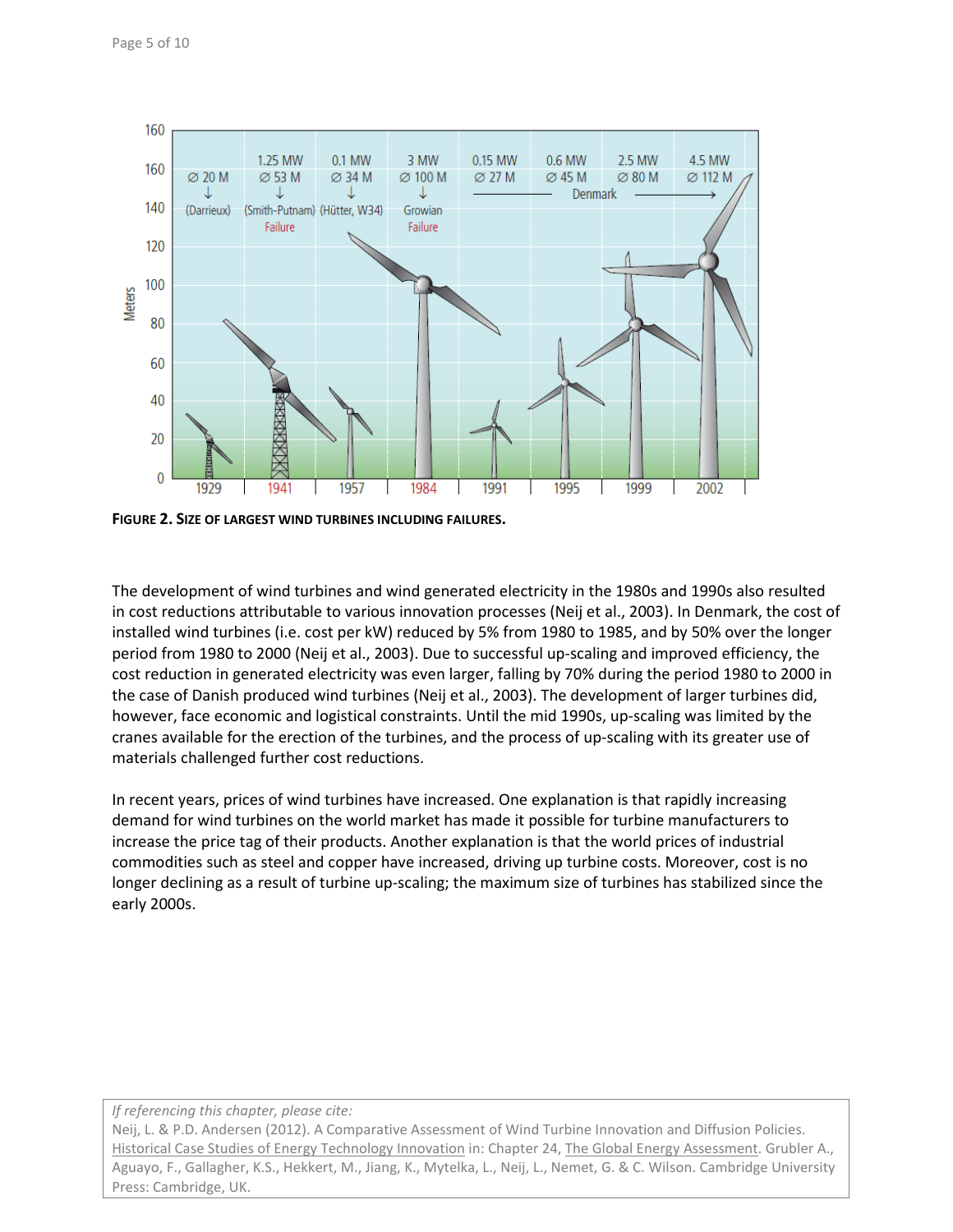**FIGURE 2. SIZE OF LARGEST WIND TURBINES INCLUDING FAILURES.**

The development of wind turbines and wind generated electricity in the 1980s and 1990s also resulted in cost reductions attributable to various innovation processes (Neij et al., 2003). In Denmark, the cost of installed wind turbines (i.e. cost per kW) reduced by 5% from 1980 to 1985, and by 50% over the longer period from 1980 to 2000 (Neij et al., 2003). Due to successful up-scaling and improved efficiency, the cost reduction in generated electricity was even larger, falling by 70% during the period 1980 to 2000 in the case of Danish produced wind turbines (Neij et al., 2003). The development of larger turbines did, however, face economic and logistical constraints. Until the mid 1990s, up-scaling was limited by the cranes available for the erection of the turbines, and the process of up-scaling with its greater use of materials challenged further cost reductions.

In recent years, prices of wind turbines have increased. One explanation is that rapidly increasing demand for wind turbines on the world market has made it possible for turbine manufacturers to increase the price tag of their products. Another explanation is that the world prices of industrial commodities such as steel and copper have increased, driving up turbine costs. Moreover, cost is no longer declining as a result of turbine up-scaling; the maximum size of turbines has stabilized since the early 2000s.

*If referencing this chapter, please cite:*
Neij, L. & P.D. Andersen (2012). A Comparative Assessment of Wind Turbine Innovation and Diffusion Policies. Historical Case Studies of Energy Technology Innovation in: Chapter 24, The Global Energy Assessment. Grubler A., Aguayo, F., Gallagher, K.S., Hekkert, M., Jiang, K., Mytelka, L., Neij, L., Nemet, G. & C. Wilson. Cambridge University Press: Cambridge, UK.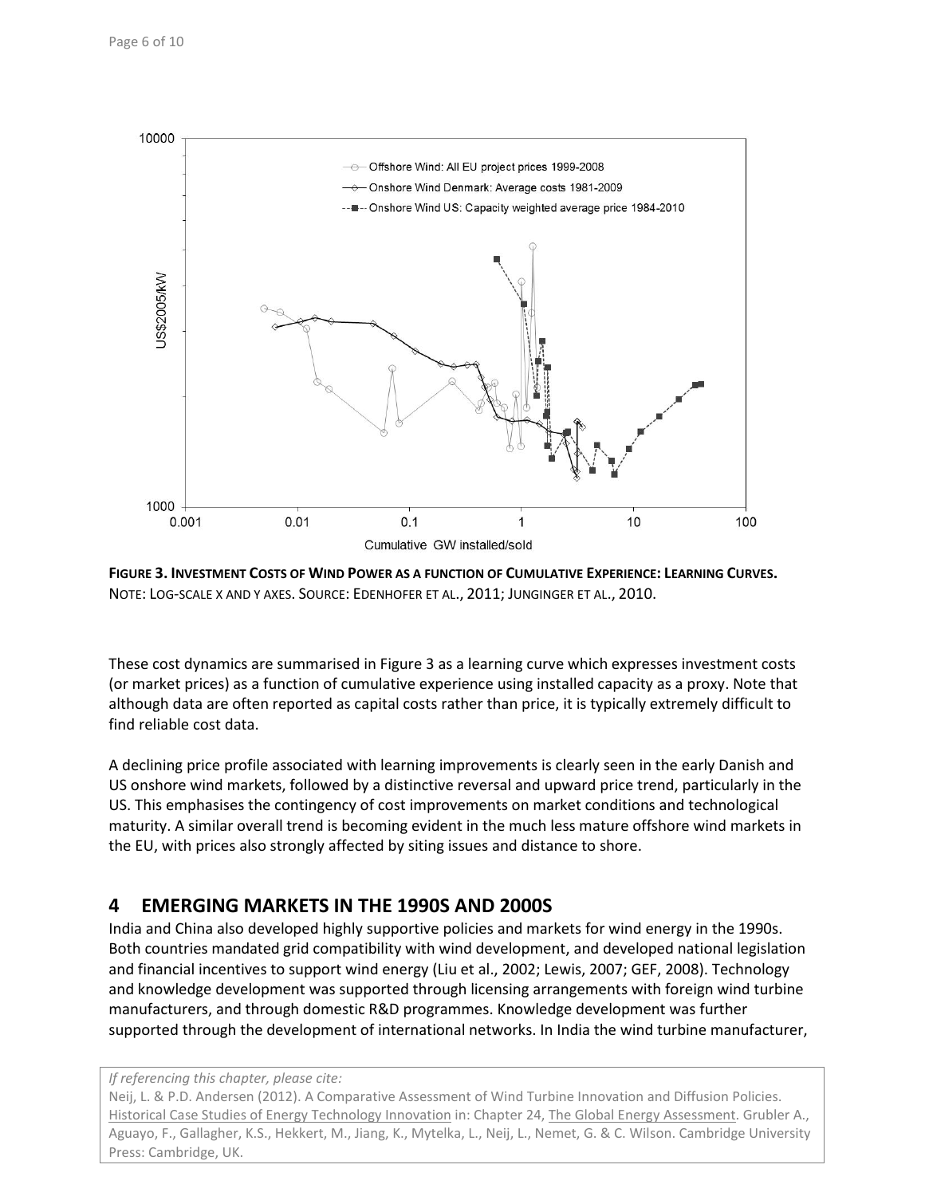**FIGURE 3. INVESTMENT COSTS OF WIND POWER AS A FUNCTION OF CUMULATIVE EXPERIENCE: LEARNING CURVES.**
NOTE: LOG-SCALE X AND Y AXES. SOURCE: EDENHOFER ET AL., 2011; JUNGINGER ET AL., 2010.

These cost dynamics are summarised in Figure 3 as a learning curve which expresses investment costs (or market prices) as a function of cumulative experience using installed capacity as a proxy. Note that although data are often reported as capital costs rather than price, it is typically extremely difficult to find reliable cost data.

A declining price profile associated with learning improvements is clearly seen in the early Danish and US onshore wind markets, followed by a distinctive reversal and upward price trend, particularly in the US. This emphasises the contingency of cost improvements on market conditions and technological maturity. A similar overall trend is becoming evident in the much less mature offshore wind markets in the EU, with prices also strongly affected by siting issues and distance to shore.

## 4 EMERGING MARKETS IN THE 1990S AND 2000S

India and China also developed highly supportive policies and markets for wind energy in the 1990s. Both countries mandated grid compatibility with wind development, and developed national legislation and financial incentives to support wind energy (Liu et al., 2002; Lewis, 2007; GEF, 2008). Technology and knowledge development was supported through licensing arrangements with foreign wind turbine manufacturers, and through domestic R&D programmes. Knowledge development was further supported through the development of international networks. In India the wind turbine manufacturer,

*If referencing this chapter, please cite:*
Neij, L. & P.D. Andersen (2012). A Comparative Assessment of Wind Turbine Innovation and Diffusion Policies. Historical Case Studies of Energy Technology Innovation in: Chapter 24, The Global Energy Assessment. Grubler A., Aguayo, F., Gallagher, K.S., Hekkert, M., Jiang, K., Mytelka, L., Neij, L., Nemet, G. & C. Wilson. Cambridge University Press: Cambridge, UK.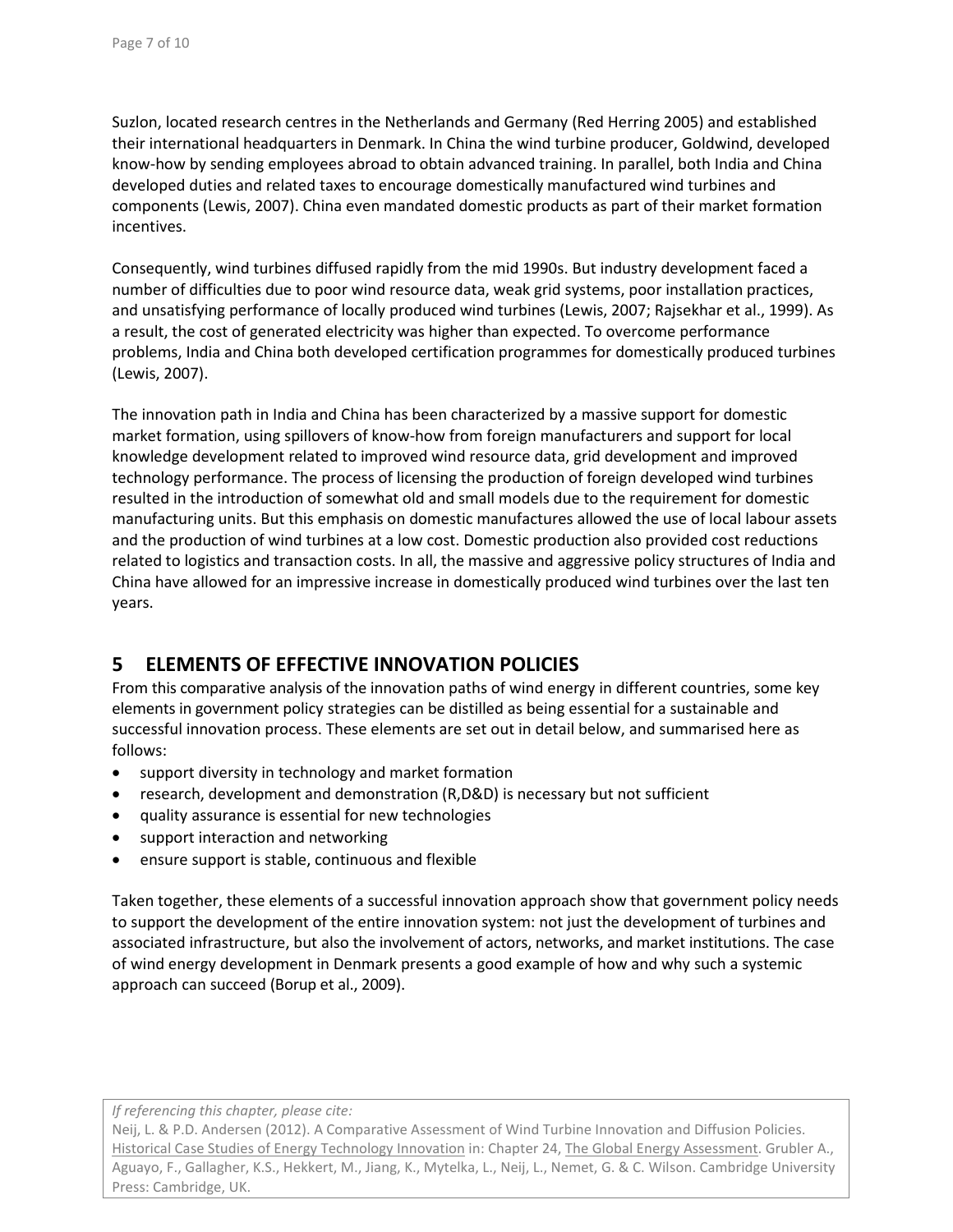Suzlon, located research centres in the Netherlands and Germany (Red Herring 2005) and established their international headquarters in Denmark. In China the wind turbine producer, Goldwind, developed know-how by sending employees abroad to obtain advanced training. In parallel, both India and China developed duties and related taxes to encourage domestically manufactured wind turbines and components (Lewis, 2007). China even mandated domestic products as part of their market formation incentives.

Consequently, wind turbines diffused rapidly from the mid 1990s. But industry development faced a number of difficulties due to poor wind resource data, weak grid systems, poor installation practices, and unsatisfying performance of locally produced wind turbines (Lewis, 2007; Rajsekhar et al., 1999). As a result, the cost of generated electricity was higher than expected. To overcome performance problems, India and China both developed certification programmes for domestically produced turbines (Lewis, 2007).

The innovation path in India and China has been characterized by a massive support for domestic market formation, using spillovers of know-how from foreign manufacturers and support for local knowledge development related to improved wind resource data, grid development and improved technology performance. The process of licensing the production of foreign developed wind turbines resulted in the introduction of somewhat old and small models due to the requirement for domestic manufacturing units. But this emphasis on domestic manufactures allowed the use of local labour assets and the production of wind turbines at a low cost. Domestic production also provided cost reductions related to logistics and transaction costs. In all, the massive and aggressive policy structures of India and China have allowed for an impressive increase in domestically produced wind turbines over the last ten years.

## 5 ELEMENTS OF EFFECTIVE INNOVATION POLICIES

From this comparative analysis of the innovation paths of wind energy in different countries, some key elements in government policy strategies can be distilled as being essential for a sustainable and successful innovation process. These elements are set out in detail below, and summarised here as follows:

- support diversity in technology and market formation
- research, development and demonstration (R,D&D) is necessary but not sufficient
- quality assurance is essential for new technologies
- support interaction and networking
- ensure support is stable, continuous and flexible

Taken together, these elements of a successful innovation approach show that government policy needs to support the development of the entire innovation system: not just the development of turbines and associated infrastructure, but also the involvement of actors, networks, and market institutions. The case of wind energy development in Denmark presents a good example of how and why such a systemic approach can succeed (Borup et al., 2009).

*If referencing this chapter, please cite:*
Neij, L. & P.D. Andersen (2012). A Comparative Assessment of Wind Turbine Innovation and Diffusion Policies. Historical Case Studies of Energy Technology Innovation in: Chapter 24, The Global Energy Assessment. Grubler A., Aguayo, F., Gallagher, K.S., Hekkert, M., Jiang, K., Mytelka, L., Neij, L., Nemet, G. & C. Wilson. Cambridge University Press: Cambridge, UK.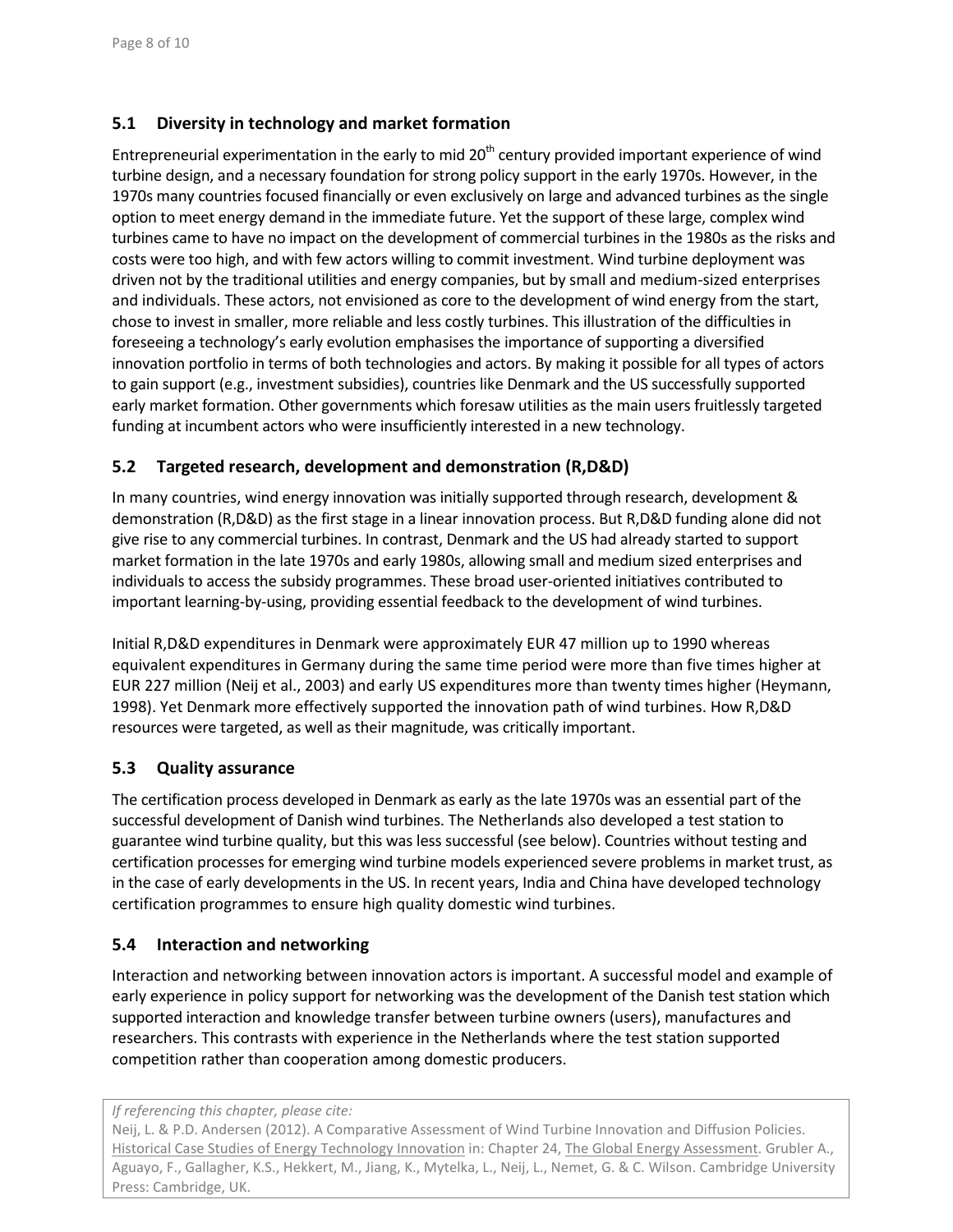## 5.1 Diversity in technology and market formation

Entrepreneurial experimentation in the early to mid 20th century provided important experience of wind turbine design, and a necessary foundation for strong policy support in the early 1970s. However, in the 1970s many countries focused financially or even exclusively on large and advanced turbines as the single option to meet energy demand in the immediate future. Yet the support of these large, complex wind turbines came to have no impact on the development of commercial turbines in the 1980s as the risks and costs were too high, and with few actors willing to commit investment. Wind turbine deployment was driven not by the traditional utilities and energy companies, but by small and medium-sized enterprises and individuals. These actors, not envisioned as core to the development of wind energy from the start, chose to invest in smaller, more reliable and less costly turbines. This illustration of the difficulties in foreseeing a technology's early evolution emphasises the importance of supporting a diversified innovation portfolio in terms of both technologies and actors. By making it possible for all types of actors to gain support (e.g., investment subsidies), countries like Denmark and the US successfully supported early market formation. Other governments which foresaw utilities as the main users fruitlessly targeted funding at incumbent actors who were insufficiently interested in a new technology.

## 5.2 Targeted research, development and demonstration (R,D&D)

In many countries, wind energy innovation was initially supported through research, development & demonstration (R,D&D) as the first stage in a linear innovation process. But R,D&D funding alone did not give rise to any commercial turbines. In contrast, Denmark and the US had already started to support market formation in the late 1970s and early 1980s, allowing small and medium sized enterprises and individuals to access the subsidy programmes. These broad user-oriented initiatives contributed to important learning-by-using, providing essential feedback to the development of wind turbines.

Initial R,D&D expenditures in Denmark were approximately EUR 47 million up to 1990 whereas equivalent expenditures in Germany during the same time period were more than five times higher at EUR 227 million (Neij et al., 2003) and early US expenditures more than twenty times higher (Heymann, 1998). Yet Denmark more effectively supported the innovation path of wind turbines. How R,D&D resources were targeted, as well as their magnitude, was critically important.

## 5.3 Quality assurance

The certification process developed in Denmark as early as the late 1970s was an essential part of the successful development of Danish wind turbines. The Netherlands also developed a test station to guarantee wind turbine quality, but this was less successful (see below). Countries without testing and certification processes for emerging wind turbine models experienced severe problems in market trust, as in the case of early developments in the US. In recent years, India and China have developed technology certification programmes to ensure high quality domestic wind turbines.

## 5.4 Interaction and networking

Interaction and networking between innovation actors is important. A successful model and example of early experience in policy support for networking was the development of the Danish test station which supported interaction and knowledge transfer between turbine owners (users), manufactures and researchers. This contrasts with experience in the Netherlands where the test station supported competition rather than cooperation among domestic producers.

*If referencing this chapter, please cite:*
Neij, L. & P.D. Andersen (2012). A Comparative Assessment of Wind Turbine Innovation and Diffusion Policies. Historical Case Studies of Energy Technology Innovation in: Chapter 24, The Global Energy Assessment. Grubler A., Aguayo, F., Gallagher, K.S., Hekkert, M., Jiang, K., Mytelka, L., Neij, L., Nemet, G. & C. Wilson. Cambridge University Press: Cambridge, UK.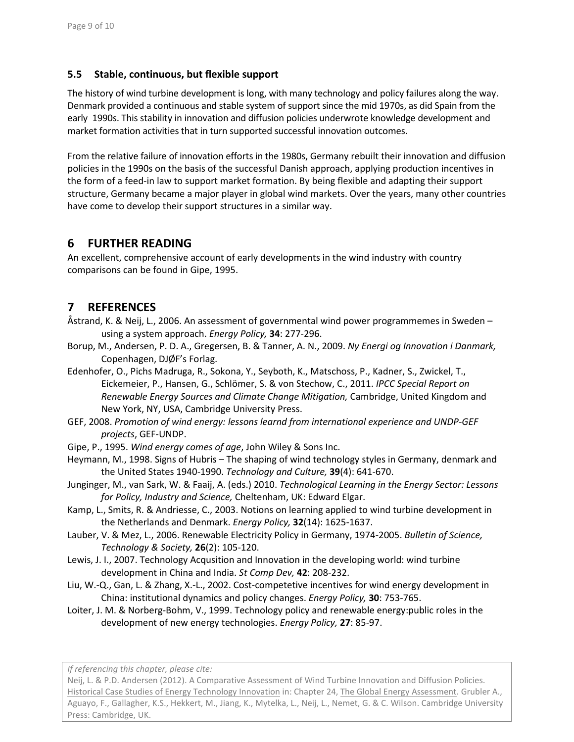### 5.5 Stable, continuous, but flexible support

The history of wind turbine development is long, with many technology and policy failures along the way. Denmark provided a continuous and stable system of support since the mid 1970s, as did Spain from the early 1990s. This stability in innovation and diffusion policies underwrote knowledge development and market formation activities that in turn supported successful innovation outcomes.

From the relative failure of innovation efforts in the 1980s, Germany rebuilt their innovation and diffusion policies in the 1990s on the basis of the successful Danish approach, applying production incentives in the form of a feed-in law to support market formation. By being flexible and adapting their support structure, Germany became a major player in global wind markets. Over the years, many other countries have come to develop their support structures in a similar way.

## 6 FURTHER READING

An excellent, comprehensive account of early developments in the wind industry with country comparisons can be found in Gipe, 1995.

## 7 REFERENCES

Åstrand, K. & Neij, L., 2006. An assessment of governmental wind power programmemes in Sweden – using a system approach. *Energy Policy,* **34**: 277-296.

Borup, M., Andersen, P. D. A., Gregersen, B. & Tanner, A. N., 2009. *Ny Energi og Innovation i Danmark,* Copenhagen, DJØF's Forlag.

Edenhofer, O., Pichs Madruga, R., Sokona, Y., Seyboth, K., Matschoss, P., Kadner, S., Zwickel, T., Eickemeier, P., Hansen, G., Schlömer, S. & von Stechow, C., 2011. *IPCC Special Report on Renewable Energy Sources and Climate Change Mitigation,* Cambridge, United Kingdom and New York, NY, USA, Cambridge University Press.

GEF, 2008. *Promotion of wind energy: lessons learnd from international experience and UNDP-GEF projects*, GEF-UNDP.

Gipe, P., 1995. *Wind energy comes of age*, John Wiley & Sons Inc.

Heymann, M., 1998. Signs of Hubris – The shaping of wind technology styles in Germany, denmark and the United States 1940-1990. *Technology and Culture,* **39**(4): 641-670.

Junginger, M., van Sark, W. & Faaij, A. (eds.) 2010. *Technological Learning in the Energy Sector: Lessons for Policy, Industry and Science,* Cheltenham, UK: Edward Elgar.

Kamp, L., Smits, R. & Andriesse, C., 2003. Notions on learning applied to wind turbine development in the Netherlands and Denmark. *Energy Policy,* **32**(14): 1625-1637.

Lauber, V. & Mez, L., 2006. Renewable Electricity Policy in Germany, 1974-2005. *Bulletin of Science, Technology & Society,* **26**(2): 105-120.

Lewis, J. I., 2007. Technology Acqusition and Innovation in the developing world: wind turbine development in China and India. *St Comp Dev,* **42**: 208-232.

Liu, W.-Q., Gan, L. & Zhang, X.-L., 2002. Cost-competetive incentives for wind energy development in China: institutional dynamics and policy changes. *Energy Policy,* **30**: 753-765.

Loiter, J. M. & Norberg-Bohm, V., 1999. Technology policy and renewable energy:public roles in the development of new energy technologies. *Energy Policy,* **27**: 85-97.

*If referencing this chapter, please cite:*
Neij, L. & P.D. Andersen (2012). A Comparative Assessment of Wind Turbine Innovation and Diffusion Policies. Historical Case Studies of Energy Technology Innovation in: Chapter 24, The Global Energy Assessment. Grubler A., Aguayo, F., Gallagher, K.S., Hekkert, M., Jiang, K., Mytelka, L., Neij, L., Nemet, G. & C. Wilson. Cambridge University Press: Cambridge, UK.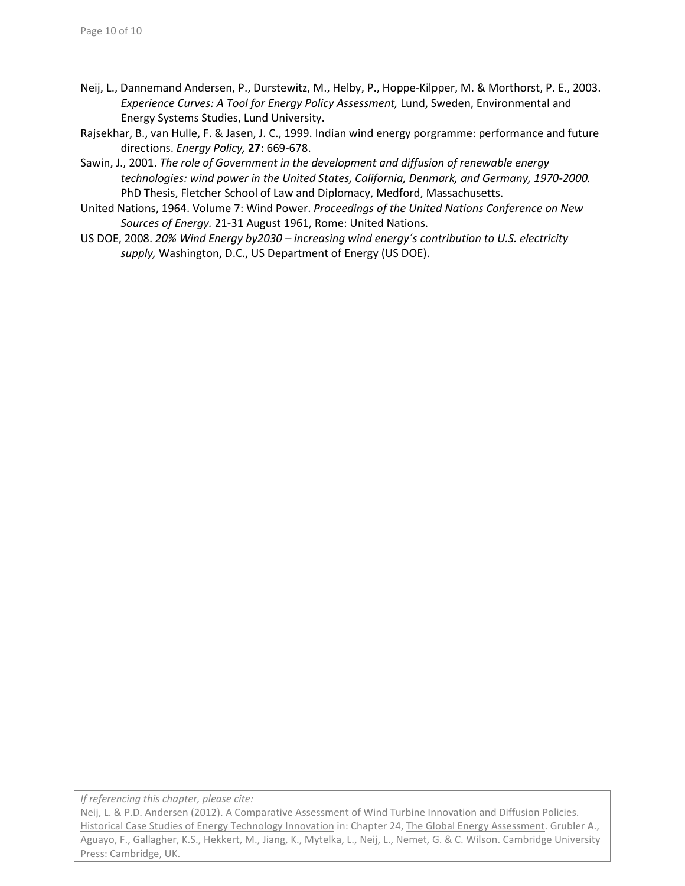Neij, L., Dannemand Andersen, P., Durstewitz, M., Helby, P., Hoppe-Kilpper, M. & Morthorst, P. E., 2003. *Experience Curves: A Tool for Energy Policy Assessment,* Lund, Sweden, Environmental and Energy Systems Studies, Lund University.

Rajsekhar, B., van Hulle, F. & Jasen, J. C., 1999. Indian wind energy porgramme: performance and future directions. *Energy Policy,* **27**: 669-678.

Sawin, J., 2001. *The role of Government in the development and diffusion of renewable energy technologies: wind power in the United States, California, Denmark, and Germany, 1970-2000.* PhD Thesis, Fletcher School of Law and Diplomacy, Medford, Massachusetts.

United Nations, 1964. Volume 7: Wind Power. *Proceedings of the United Nations Conference on New Sources of Energy.* 21-31 August 1961, Rome: United Nations.

US DOE, 2008. *20% Wind Energy by2030 – increasing wind energy´s contribution to U.S. electricity supply,* Washington, D.C., US Department of Energy (US DOE).

*If referencing this chapter, please cite:*
Neij, L. & P.D. Andersen (2012). A Comparative Assessment of Wind Turbine Innovation and Diffusion Policies. Historical Case Studies of Energy Technology Innovation in: Chapter 24, The Global Energy Assessment. Grubler A., Aguayo, F., Gallagher, K.S., Hekkert, M., Jiang, K., Mytelka, L., Neij, L., Nemet, G. & C. Wilson. Cambridge University Press: Cambridge, UK.